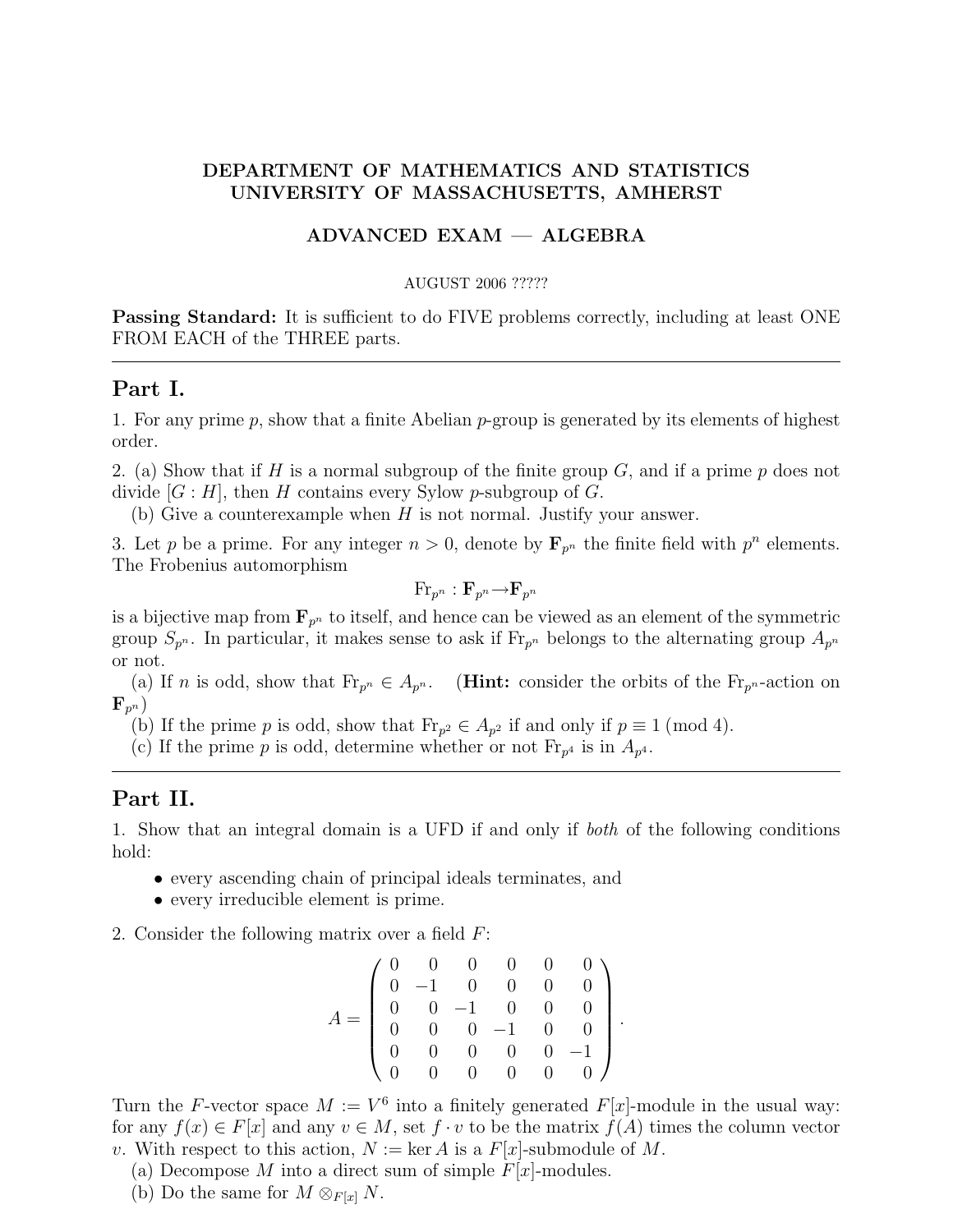**DEPARTMENT OF MATHEMATICS AND STATISTICS**
**UNIVERSITY OF MASSACHUSETTS, AMHERST**

**ADVANCED EXAM — ALGEBRA**

AUGUST 2006 ?????

**Passing Standard:** It is sufficient to do FIVE problems correctly, including at least ONE FROM EACH of the THREE parts.

---

## Part I.

1. For any prime $p$, show that a finite Abelian $p$-group is generated by its elements of highest order.

2. (a) Show that if $H$ is a normal subgroup of the finite group $G$, and if a prime $p$ does not divide $[G : H]$, then $H$ contains every Sylow $p$-subgroup of $G$.

   (b) Give a counterexample when $H$ is not normal. Justify your answer.

3. Let $p$ be a prime. For any integer $n > 0$, denote by $\mathbf{F}_{p^n}$ the finite field with $p^n$ elements. The Frobenius automorphism

$$\mathrm{Fr}_{p^n} : \mathbf{F}_{p^n} \to \mathbf{F}_{p^n}$$

is a bijective map from $\mathbf{F}_{p^n}$ to itself, and hence can be viewed as an element of the symmetric group $S_{p^n}$. In particular, it makes sense to ask if $\mathrm{Fr}_{p^n}$ belongs to the alternating group $A_{p^n}$ or not.

   (a) If $n$ is odd, show that $\mathrm{Fr}_{p^n} \in A_{p^n}$. (**Hint:** consider the orbits of the $\mathrm{Fr}_{p^n}$-action on $\mathbf{F}_{p^n}$)

   (b) If the prime $p$ is odd, show that $\mathrm{Fr}_{p^2} \in A_{p^2}$ if and only if $p \equiv 1 \pmod 4$.

   (c) If the prime $p$ is odd, determine whether or not $\mathrm{Fr}_{p^4}$ is in $A_{p^4}$.

---

## Part II.

1. Show that an integral domain is a UFD if and only if *both* of the following conditions hold:

   - every ascending chain of principal ideals terminates, and
   - every irreducible element is prime.

2. Consider the following matrix over a field $F$:

$$A = \begin{pmatrix} 0 & 0 & 0 & 0 & 0 & 0 \\ 0 & -1 & 0 & 0 & 0 & 0 \\ 0 & 0 & -1 & 0 & 0 & 0 \\ 0 & 0 & 0 & -1 & 0 & 0 \\ 0 & 0 & 0 & 0 & 0 & -1 \\ 0 & 0 & 0 & 0 & 0 & 0 \end{pmatrix}.$$

Turn the $F$-vector space $M := V^6$ into a finitely generated $F[x]$-module in the usual way: for any $f(x) \in F[x]$ and any $v \in M$, set $f \cdot v$ to be the matrix $f(A)$ times the column vector $v$. With respect to this action, $N := \ker A$ is a $F[x]$-submodule of $M$.

   (a) Decompose $M$ into a direct sum of simple $F[x]$-modules.

   (b) Do the same for $M \otimes_{F[x]} N$.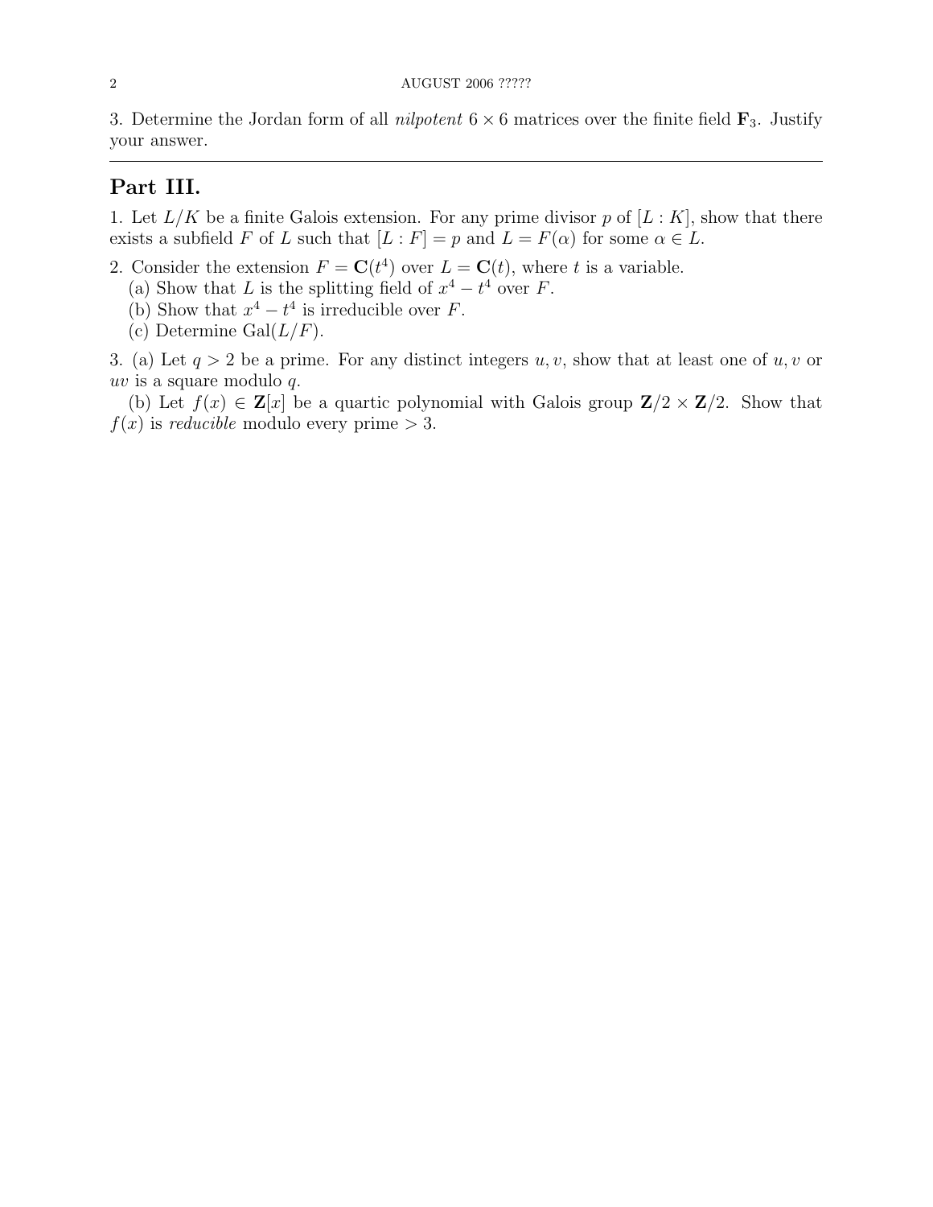3. Determine the Jordan form of all *nilpotent* $6 \times 6$ matrices over the finite field $\mathbf{F}_3$. Justify your answer.

---

## Part III.

1. Let $L/K$ be a finite Galois extension. For any prime divisor $p$ of $[L : K]$, show that there exists a subfield $F$ of $L$ such that $[L : F] = p$ and $L = F(\alpha)$ for some $\alpha \in L$.

2. Consider the extension $F = \mathbf{C}(t^4)$ over $L = \mathbf{C}(t)$, where $t$ is a variable.
   (a) Show that $L$ is the splitting field of $x^4 - t^4$ over $F$.
   (b) Show that $x^4 - t^4$ is irreducible over $F$.
   (c) Determine $\mathrm{Gal}(L/F)$.

3. (a) Let $q > 2$ be a prime. For any distinct integers $u, v$, show that at least one of $u, v$ or $uv$ is a square modulo $q$.
   (b) Let $f(x) \in \mathbf{Z}[x]$ be a quartic polynomial with Galois group $\mathbf{Z}/2 \times \mathbf{Z}/2$. Show that $f(x)$ is *reducible* modulo every prime $> 3$.